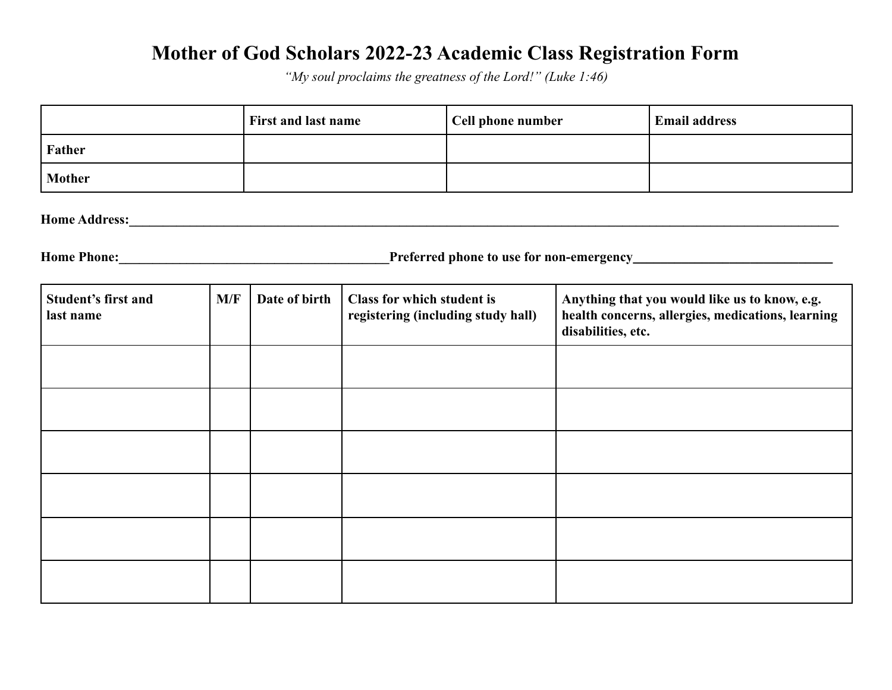# Mother of God Scholars 2022-23 Academic Class Registration Form

*"My soul proclaims the greatness of the Lord!" (Luke 1:46)*

| | First and last name | Cell phone number | Email address |
|---|---|---|---|
| Father | | | |
| Mother | | | |

**Home Address:**_______________________________________________________________________________________________

**Home Phone:**________________________________________**Preferred phone to use for non-emergency**____________________________

| Student's first and last name | M/F | Date of birth | Class for which student is registering (including study hall) | Anything that you would like us to know, e.g. health concerns, allergies, medications, learning disabilities, etc. |
|---|---|---|---|---|
| | | | | |
| | | | | |
| | | | | |
| | | | | |
| | | | | |
| | | | | |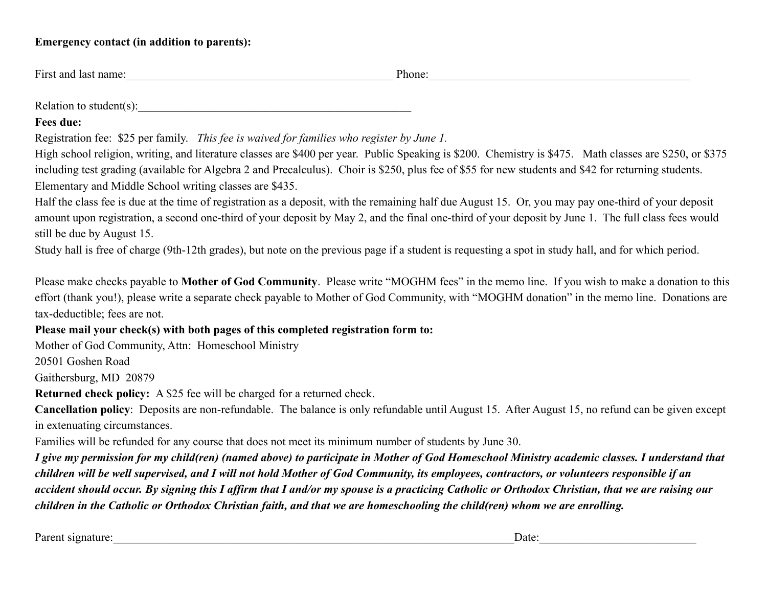**Emergency contact (in addition to parents):**

First and last name:_______________________________________________ Phone:_______________________________________________

Relation to student(s):_______________________________________________

**Fees due:**

Registration fee: $25 per family. *This fee is waived for families who register by June 1.*

High school religion, writing, and literature classes are $400 per year. Public Speaking is $200. Chemistry is $475. Math classes are $250, or $375 including test grading (available for Algebra 2 and Precalculus). Choir is $250, plus fee of $55 for new students and $42 for returning students. Elementary and Middle School writing classes are $435.

Half the class fee is due at the time of registration as a deposit, with the remaining half due August 15. Or, you may pay one-third of your deposit amount upon registration, a second one-third of your deposit by May 2, and the final one-third of your deposit by June 1. The full class fees would still be due by August 15.

Study hall is free of charge (9th-12th grades), but note on the previous page if a student is requesting a spot in study hall, and for which period.

Please make checks payable to **Mother of God Community**. Please write "MOGHM fees" in the memo line. If you wish to make a donation to this effort (thank you!), please write a separate check payable to Mother of God Community, with "MOGHM donation" in the memo line. Donations are tax-deductible; fees are not.

**Please mail your check(s) with both pages of this completed registration form to:**

Mother of God Community, Attn: Homeschool Ministry

20501 Goshen Road

Gaithersburg, MD 20879

**Returned check policy:** A $25 fee will be charged for a returned check.

**Cancellation policy**: Deposits are non-refundable. The balance is only refundable until August 15. After August 15, no refund can be given except in extenuating circumstances.

Families will be refunded for any course that does not meet its minimum number of students by June 30.

***I give my permission for my child(ren) (named above) to participate in Mother of God Homeschool Ministry academic classes. I understand that children will be well supervised, and I will not hold Mother of God Community, its employees, contractors, or volunteers responsible if an accident should occur. By signing this I affirm that I and/or my spouse is a practicing Catholic or Orthodox Christian, that we are raising our children in the Catholic or Orthodox Christian faith, and that we are homeschooling the child(ren) whom we are enrolling.***

Parent signature:_______________________________________________________________________Date:___________________________